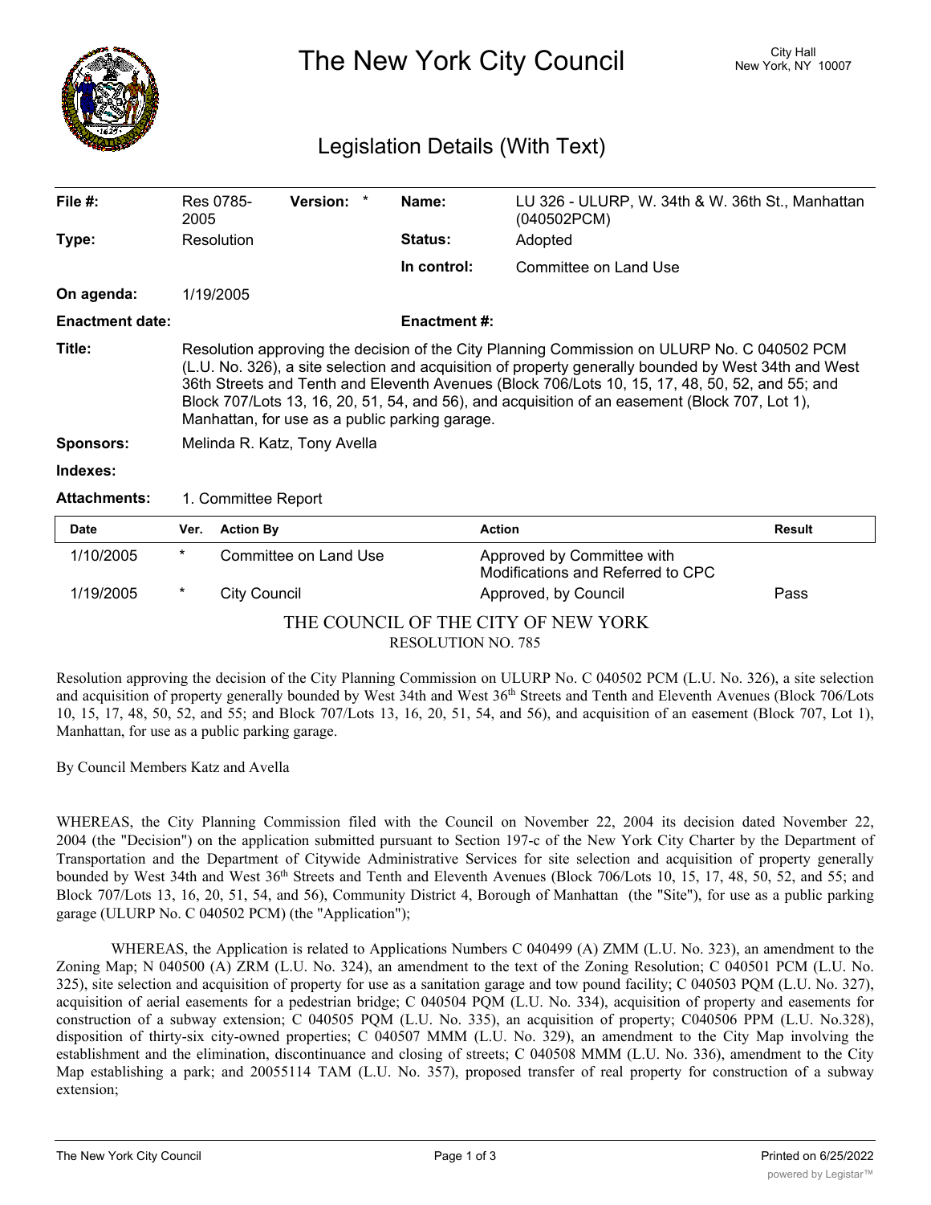# The New York City Council

City Hall
New York, NY 10007

## Legislation Details (With Text)

| | | | |
|---|---|---|---|
| **File #:** | Res 0785-2005 **Version:** * | **Name:** | LU 326 - ULURP, W. 34th & W. 36th St., Manhattan (040502PCM) |
| **Type:** | Resolution | **Status:** | Adopted |
| | | **In control:** | Committee on Land Use |
| **On agenda:** | 1/19/2005 | | |
| **Enactment date:** | | **Enactment #:** | |

**Title:** Resolution approving the decision of the City Planning Commission on ULURP No. C 040502 PCM (L.U. No. 326), a site selection and acquisition of property generally bounded by West 34th and West 36th Streets and Tenth and Eleventh Avenues (Block 706/Lots 10, 15, 17, 48, 50, 52, and 55; and Block 707/Lots 13, 16, 20, 51, 54, and 56), and acquisition of an easement (Block 707, Lot 1), Manhattan, for use as a public parking garage.

**Sponsors:** Melinda R. Katz, Tony Avella

**Indexes:**

**Attachments:** 1. Committee Report

| Date | Ver. | Action By | Action | Result |
|---|---|---|---|---|
| 1/10/2005 | * | Committee on Land Use | Approved by Committee with Modifications and Referred to CPC | |
| 1/19/2005 | * | City Council | Approved, by Council | Pass |

THE COUNCIL OF THE CITY OF NEW YORK

RESOLUTION NO. 785

Resolution approving the decision of the City Planning Commission on ULURP No. C 040502 PCM (L.U. No. 326), a site selection and acquisition of property generally bounded by West 34th and West 36th Streets and Tenth and Eleventh Avenues (Block 706/Lots 10, 15, 17, 48, 50, 52, and 55; and Block 707/Lots 13, 16, 20, 51, 54, and 56), and acquisition of an easement (Block 707, Lot 1), Manhattan, for use as a public parking garage.

By Council Members Katz and Avella

WHEREAS, the City Planning Commission filed with the Council on November 22, 2004 its decision dated November 22, 2004 (the "Decision") on the application submitted pursuant to Section 197-c of the New York City Charter by the Department of Transportation and the Department of Citywide Administrative Services for site selection and acquisition of property generally bounded by West 34th and West 36th Streets and Tenth and Eleventh Avenues (Block 706/Lots 10, 15, 17, 48, 50, 52, and 55; and Block 707/Lots 13, 16, 20, 51, 54, and 56), Community District 4, Borough of Manhattan (the "Site"), for use as a public parking garage (ULURP No. C 040502 PCM) (the "Application");

WHEREAS, the Application is related to Applications Numbers C 040499 (A) ZMM (L.U. No. 323), an amendment to the Zoning Map; N 040500 (A) ZRM (L.U. No. 324), an amendment to the text of the Zoning Resolution; C 040501 PCM (L.U. No. 325), site selection and acquisition of property for use as a sanitation garage and tow pound facility; C 040503 PQM (L.U. No. 327), acquisition of aerial easements for a pedestrian bridge; C 040504 PQM (L.U. No. 334), acquisition of property and easements for construction of a subway extension; C 040505 PQM (L.U. No. 335), an acquisition of property; C040506 PPM (L.U. No.328), disposition of thirty-six city-owned properties; C 040507 MMM (L.U. No. 329), an amendment to the City Map involving the establishment and the elimination, discontinuance and closing of streets; C 040508 MMM (L.U. No. 336), amendment to the City Map establishing a park; and 20055114 TAM (L.U. No. 357), proposed transfer of real property for construction of a subway extension;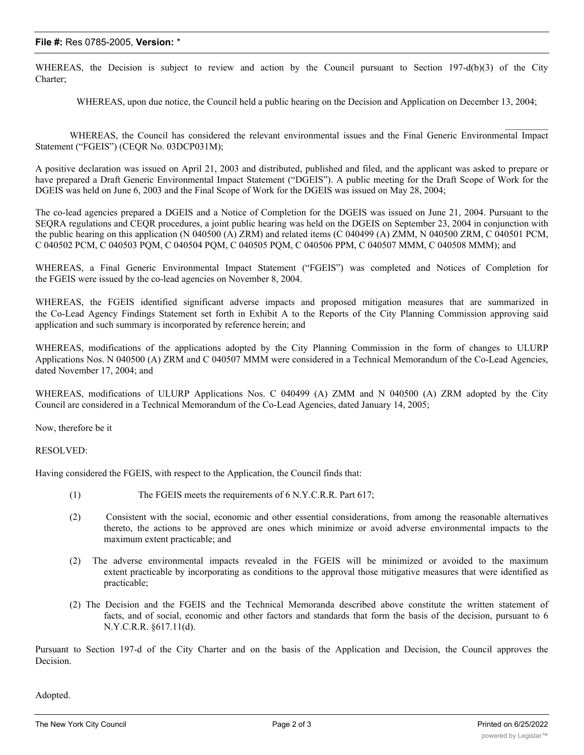WHEREAS, the Decision is subject to review and action by the Council pursuant to Section 197-d(b)(3) of the City Charter;

WHEREAS, upon due notice, the Council held a public hearing on the Decision and Application on December 13, 2004;

WHEREAS, the Council has considered the relevant environmental issues and the Final Generic Environmental Impact Statement ("FGEIS") (CEQR No. 03DCP031M);

A positive declaration was issued on April 21, 2003 and distributed, published and filed, and the applicant was asked to prepare or have prepared a Draft Generic Environmental Impact Statement ("DGEIS"). A public meeting for the Draft Scope of Work for the DGEIS was held on June 6, 2003 and the Final Scope of Work for the DGEIS was issued on May 28, 2004;

The co-lead agencies prepared a DGEIS and a Notice of Completion for the DGEIS was issued on June 21, 2004. Pursuant to the SEQRA regulations and CEQR procedures, a joint public hearing was held on the DGEIS on September 23, 2004 in conjunction with the public hearing on this application (N 040500 (A) ZRM) and related items (C 040499 (A) ZMM, N 040500 ZRM, C 040501 PCM, C 040502 PCM, C 040503 PQM, C 040504 PQM, C 040505 PQM, C 040506 PPM, C 040507 MMM, C 040508 MMM); and

WHEREAS, a Final Generic Environmental Impact Statement ("FGEIS") was completed and Notices of Completion for the FGEIS were issued by the co-lead agencies on November 8, 2004.

WHEREAS, the FGEIS identified significant adverse impacts and proposed mitigation measures that are summarized in the Co-Lead Agency Findings Statement set forth in Exhibit A to the Reports of the City Planning Commission approving said application and such summary is incorporated by reference herein; and

WHEREAS, modifications of the applications adopted by the City Planning Commission in the form of changes to ULURP Applications Nos. N 040500 (A) ZRM and C 040507 MMM were considered in a Technical Memorandum of the Co-Lead Agencies, dated November 17, 2004; and

WHEREAS, modifications of ULURP Applications Nos. C 040499 (A) ZMM and N 040500 (A) ZRM adopted by the City Council are considered in a Technical Memorandum of the Co-Lead Agencies, dated January 14, 2005;

Now, therefore be it

RESOLVED:

Having considered the FGEIS, with respect to the Application, the Council finds that:

(1) The FGEIS meets the requirements of 6 N.Y.C.R.R. Part 617;

(2) Consistent with the social, economic and other essential considerations, from among the reasonable alternatives thereto, the actions to be approved are ones which minimize or avoid adverse environmental impacts to the maximum extent practicable; and

(2) The adverse environmental impacts revealed in the FGEIS will be minimized or avoided to the maximum extent practicable by incorporating as conditions to the approval those mitigative measures that were identified as practicable;

(2) The Decision and the FGEIS and the Technical Memoranda described above constitute the written statement of facts, and of social, economic and other factors and standards that form the basis of the decision, pursuant to 6 N.Y.C.R.R. §617.11(d).

Pursuant to Section 197-d of the City Charter and on the basis of the Application and Decision, the Council approves the Decision.

Adopted.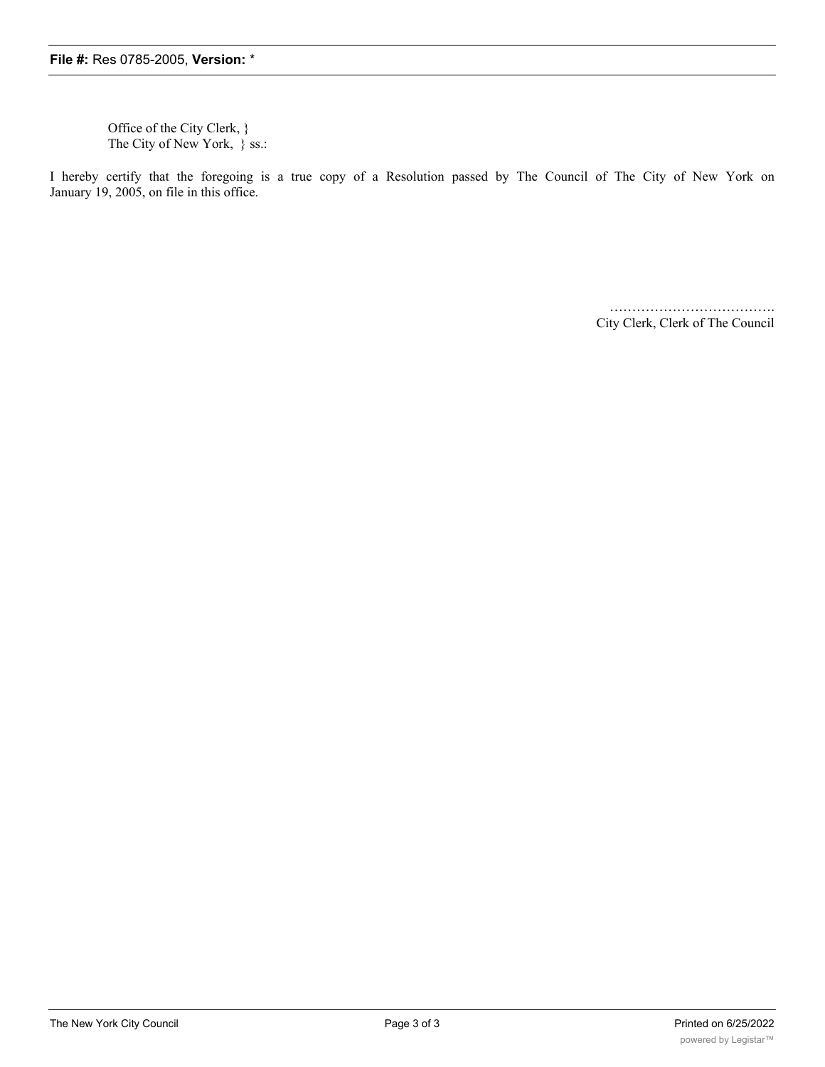Office of the City Clerk, }
The City of New York, } ss.:

I hereby certify that the foregoing is a true copy of a Resolution passed by The Council of The City of New York on January 19, 2005, on file in this office.

……………………………….
City Clerk, Clerk of The Council